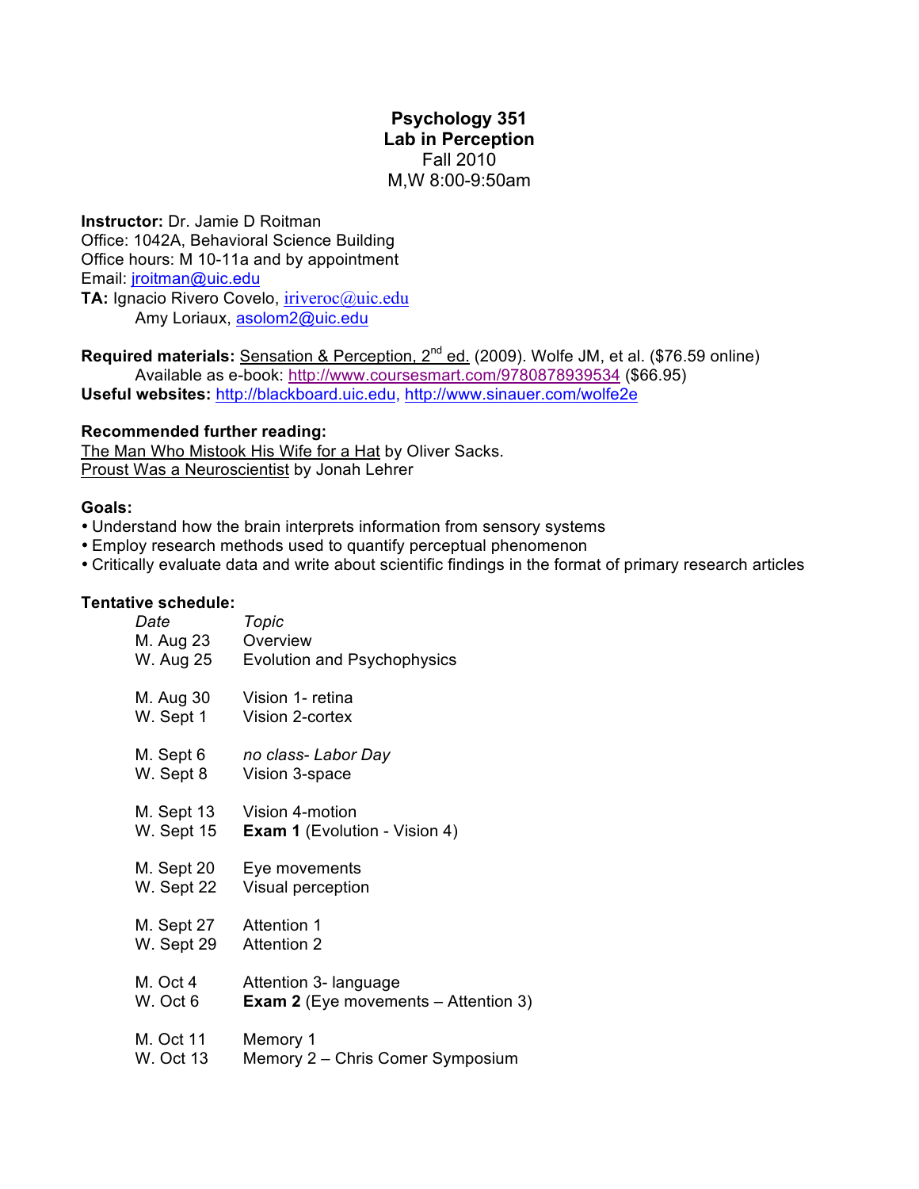# Psychology 351
## Lab in Perception
Fall 2010
M,W 8:00-9:50am

**Instructor:** Dr. Jamie D Roitman
Office: 1042A, Behavioral Science Building
Office hours: M 10-11a and by appointment
Email: jroitman@uic.edu
**TA:** Ignacio Rivero Covelo, iriveroc@uic.edu
Amy Loriaux, asolom2@uic.edu

**Required materials:** Sensation & Perception, 2nd ed. (2009). Wolfe JM, et al. ($76.59 online)
Available as e-book: http://www.coursesmart.com/9780878939534 ($66.95)
**Useful websites:** http://blackboard.uic.edu, http://www.sinauer.com/wolfe2e

**Recommended further reading:**
The Man Who Mistook His Wife for a Hat by Oliver Sacks.
Proust Was a Neuroscientist by Jonah Lehrer

**Goals:**
- Understand how the brain interprets information from sensory systems
- Employ research methods used to quantify perceptual phenomenon
- Critically evaluate data and write about scientific findings in the format of primary research articles

**Tentative schedule:**

| *Date* | *Topic* |
|---|---|
| M. Aug 23 | Overview |
| W. Aug 25 | Evolution and Psychophysics |
| M. Aug 30 | Vision 1- retina |
| W. Sept 1 | Vision 2-cortex |
| M. Sept 6 | *no class- Labor Day* |
| W. Sept 8 | Vision 3-space |
| M. Sept 13 | Vision 4-motion |
| W. Sept 15 | **Exam 1** (Evolution - Vision 4) |
| M. Sept 20 | Eye movements |
| W. Sept 22 | Visual perception |
| M. Sept 27 | Attention 1 |
| W. Sept 29 | Attention 2 |
| M. Oct 4 | Attention 3- language |
| W. Oct 6 | **Exam 2** (Eye movements – Attention 3) |
| M. Oct 11 | Memory 1 |
| W. Oct 13 | Memory 2 – Chris Comer Symposium |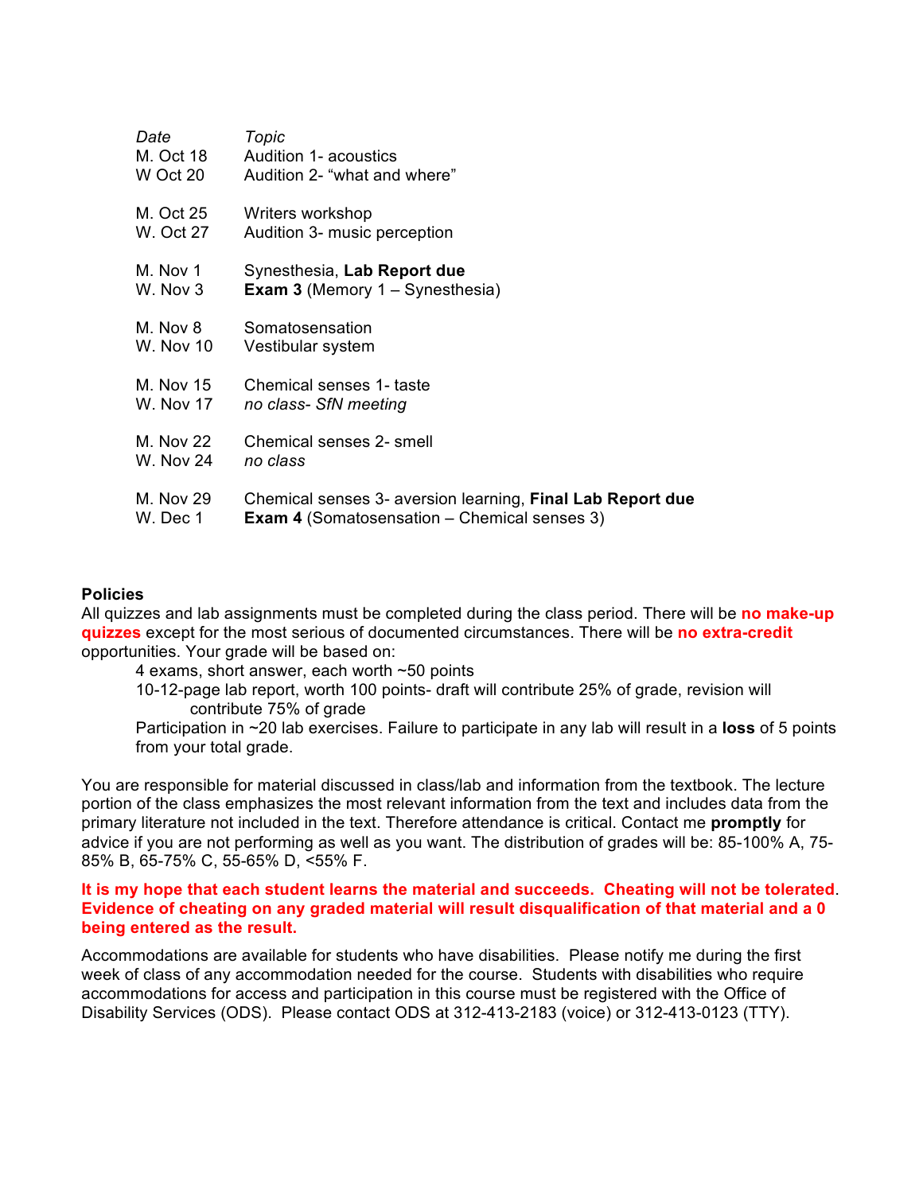| *Date* | *Topic* |
| --- | --- |
| M. Oct 18 | Audition 1- acoustics |
| W Oct 20 | Audition 2- "what and where" |
| M. Oct 25 | Writers workshop |
| W. Oct 27 | Audition 3- music perception |
| M. Nov 1 | Synesthesia, **Lab Report due** |
| W. Nov 3 | **Exam 3** (Memory 1 – Synesthesia) |
| M. Nov 8 | Somatosensation |
| W. Nov 10 | Vestibular system |
| M. Nov 15 | Chemical senses 1- taste |
| W. Nov 17 | *no class- SfN meeting* |
| M. Nov 22 | Chemical senses 2- smell |
| W. Nov 24 | *no class* |
| M. Nov 29 | Chemical senses 3- aversion learning, **Final Lab Report due** |
| W. Dec 1 | **Exam 4** (Somatosensation – Chemical senses 3) |

**Policies**

All quizzes and lab assignments must be completed during the class period. There will be **no make-up quizzes** except for the most serious of documented circumstances. There will be **no extra-credit** opportunities. Your grade will be based on:

- 4 exams, short answer, each worth ~50 points
- 10-12-page lab report, worth 100 points- draft will contribute 25% of grade, revision will contribute 75% of grade
- Participation in ~20 lab exercises. Failure to participate in any lab will result in a **loss** of 5 points from your total grade.

You are responsible for material discussed in class/lab and information from the textbook. The lecture portion of the class emphasizes the most relevant information from the text and includes data from the primary literature not included in the text. Therefore attendance is critical. Contact me **promptly** for advice if you are not performing as well as you want. The distribution of grades will be: 85-100% A, 75-85% B, 65-75% C, 55-65% D, <55% F.

**It is my hope that each student learns the material and succeeds. Cheating will not be tolerated. Evidence of cheating on any graded material will result disqualification of that material and a 0 being entered as the result.**

Accommodations are available for students who have disabilities. Please notify me during the first week of class of any accommodation needed for the course. Students with disabilities who require accommodations for access and participation in this course must be registered with the Office of Disability Services (ODS). Please contact ODS at 312-413-2183 (voice) or 312-413-0123 (TTY).